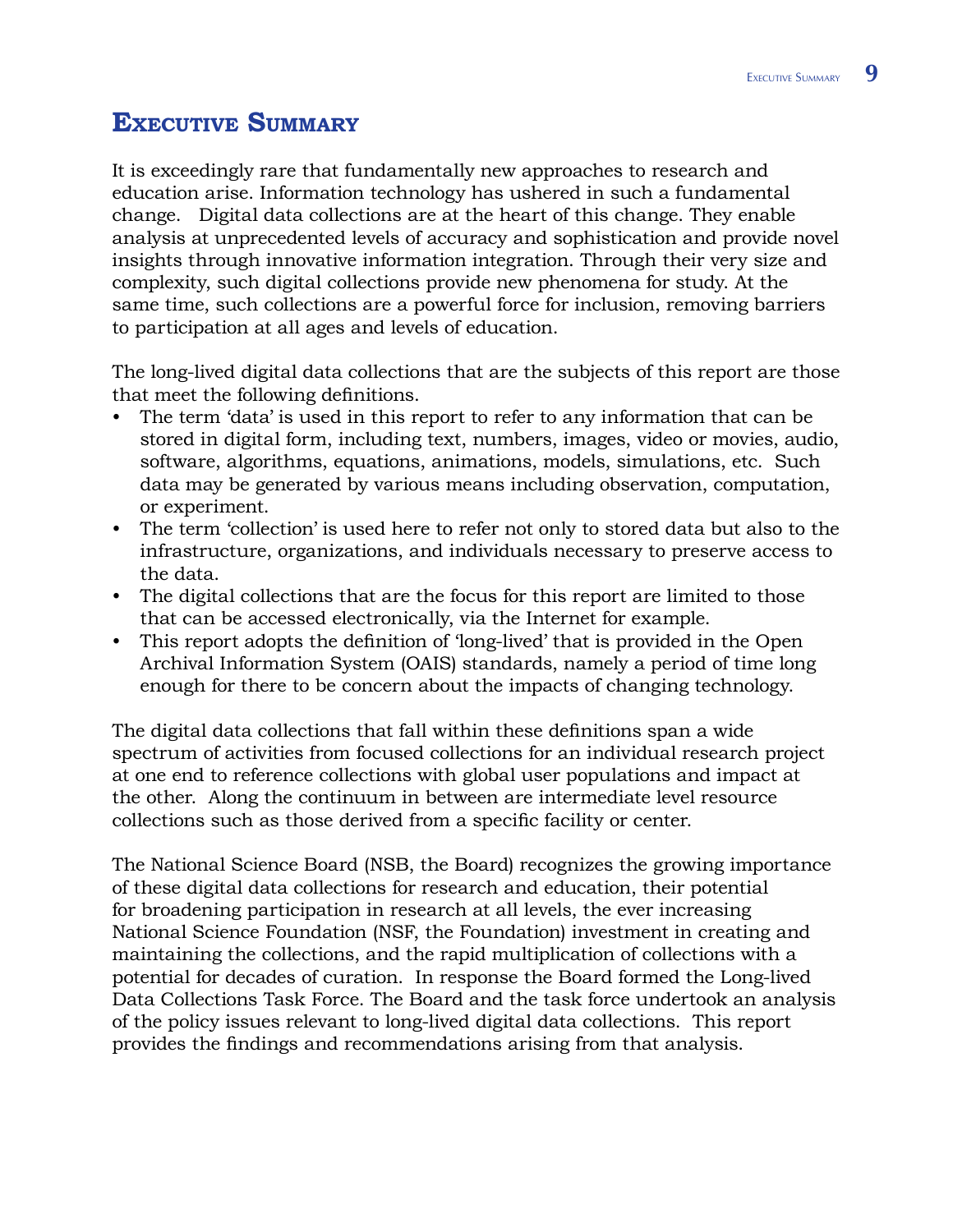# Executive Summary

It is exceedingly rare that fundamentally new approaches to research and education arise. Information technology has ushered in such a fundamental change. Digital data collections are at the heart of this change. They enable analysis at unprecedented levels of accuracy and sophistication and provide novel insights through innovative information integration. Through their very size and complexity, such digital collections provide new phenomena for study. At the same time, such collections are a powerful force for inclusion, removing barriers to participation at all ages and levels of education.

The long-lived digital data collections that are the subjects of this report are those that meet the following definitions.

- The term 'data' is used in this report to refer to any information that can be stored in digital form, including text, numbers, images, video or movies, audio, software, algorithms, equations, animations, models, simulations, etc. Such data may be generated by various means including observation, computation, or experiment.
- The term 'collection' is used here to refer not only to stored data but also to the infrastructure, organizations, and individuals necessary to preserve access to the data.
- The digital collections that are the focus for this report are limited to those that can be accessed electronically, via the Internet for example.
- This report adopts the definition of 'long-lived' that is provided in the Open Archival Information System (OAIS) standards, namely a period of time long enough for there to be concern about the impacts of changing technology.

The digital data collections that fall within these definitions span a wide spectrum of activities from focused collections for an individual research project at one end to reference collections with global user populations and impact at the other. Along the continuum in between are intermediate level resource collections such as those derived from a specific facility or center.

The National Science Board (NSB, the Board) recognizes the growing importance of these digital data collections for research and education, their potential for broadening participation in research at all levels, the ever increasing National Science Foundation (NSF, the Foundation) investment in creating and maintaining the collections, and the rapid multiplication of collections with a potential for decades of curation. In response the Board formed the Long-lived Data Collections Task Force. The Board and the task force undertook an analysis of the policy issues relevant to long-lived digital data collections. This report provides the findings and recommendations arising from that analysis.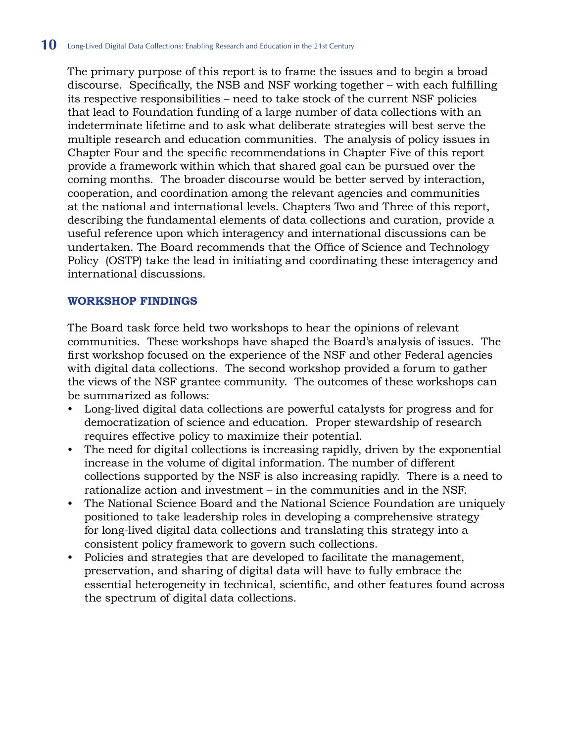The primary purpose of this report is to frame the issues and to begin a broad discourse. Specifically, the NSB and NSF working together – with each fulfilling its respective responsibilities – need to take stock of the current NSF policies that lead to Foundation funding of a large number of data collections with an indeterminate lifetime and to ask what deliberate strategies will best serve the multiple research and education communities. The analysis of policy issues in Chapter Four and the specific recommendations in Chapter Five of this report provide a framework within which that shared goal can be pursued over the coming months. The broader discourse would be better served by interaction, cooperation, and coordination among the relevant agencies and communities at the national and international levels. Chapters Two and Three of this report, describing the fundamental elements of data collections and curation, provide a useful reference upon which interagency and international discussions can be undertaken. The Board recommends that the Office of Science and Technology Policy (OSTP) take the lead in initiating and coordinating these interagency and international discussions.

## WORKSHOP FINDINGS

The Board task force held two workshops to hear the opinions of relevant communities. These workshops have shaped the Board's analysis of issues. The first workshop focused on the experience of the NSF and other Federal agencies with digital data collections. The second workshop provided a forum to gather the views of the NSF grantee community. The outcomes of these workshops can be summarized as follows:

- Long-lived digital data collections are powerful catalysts for progress and for democratization of science and education. Proper stewardship of research requires effective policy to maximize their potential.
- The need for digital collections is increasing rapidly, driven by the exponential increase in the volume of digital information. The number of different collections supported by the NSF is also increasing rapidly. There is a need to rationalize action and investment – in the communities and in the NSF.
- The National Science Board and the National Science Foundation are uniquely positioned to take leadership roles in developing a comprehensive strategy for long-lived digital data collections and translating this strategy into a consistent policy framework to govern such collections.
- Policies and strategies that are developed to facilitate the management, preservation, and sharing of digital data will have to fully embrace the essential heterogeneity in technical, scientific, and other features found across the spectrum of digital data collections.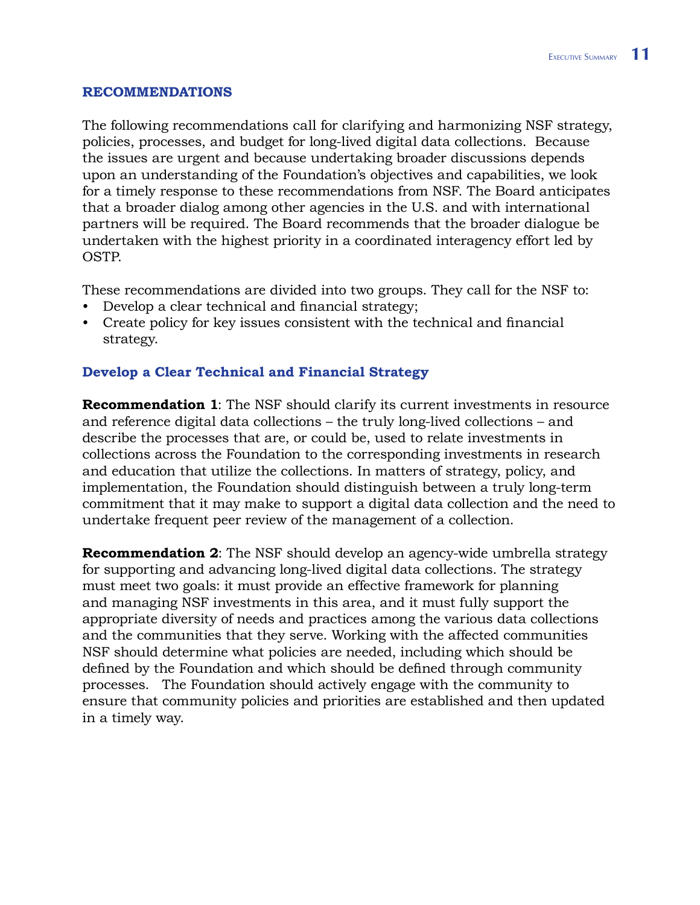## RECOMMENDATIONS

The following recommendations call for clarifying and harmonizing NSF strategy, policies, processes, and budget for long-lived digital data collections. Because the issues are urgent and because undertaking broader discussions depends upon an understanding of the Foundation's objectives and capabilities, we look for a timely response to these recommendations from NSF. The Board anticipates that a broader dialog among other agencies in the U.S. and with international partners will be required. The Board recommends that the broader dialogue be undertaken with the highest priority in a coordinated interagency effort led by OSTP.

These recommendations are divided into two groups. They call for the NSF to:

- Develop a clear technical and financial strategy;
- Create policy for key issues consistent with the technical and financial strategy.

### Develop a Clear Technical and Financial Strategy

**Recommendation 1**: The NSF should clarify its current investments in resource and reference digital data collections – the truly long-lived collections – and describe the processes that are, or could be, used to relate investments in collections across the Foundation to the corresponding investments in research and education that utilize the collections. In matters of strategy, policy, and implementation, the Foundation should distinguish between a truly long-term commitment that it may make to support a digital data collection and the need to undertake frequent peer review of the management of a collection.

**Recommendation 2**: The NSF should develop an agency-wide umbrella strategy for supporting and advancing long-lived digital data collections. The strategy must meet two goals: it must provide an effective framework for planning and managing NSF investments in this area, and it must fully support the appropriate diversity of needs and practices among the various data collections and the communities that they serve. Working with the affected communities NSF should determine what policies are needed, including which should be defined by the Foundation and which should be defined through community processes. The Foundation should actively engage with the community to ensure that community policies and priorities are established and then updated in a timely way.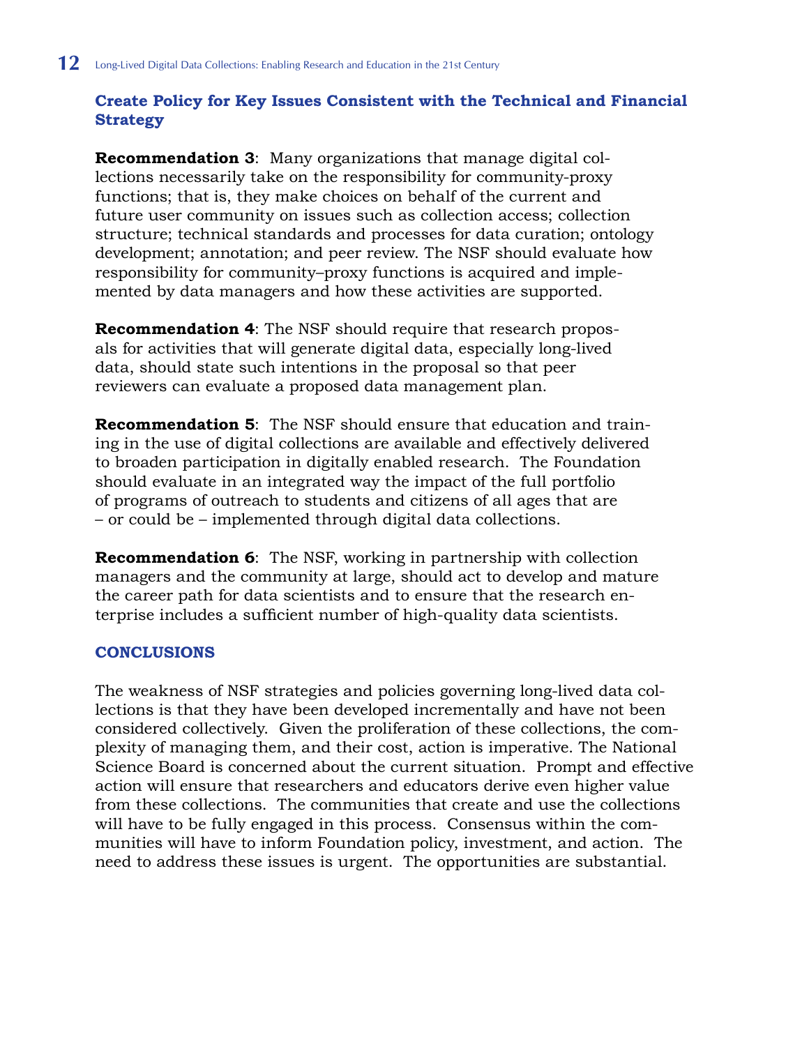### Create Policy for Key Issues Consistent with the Technical and Financial Strategy

**Recommendation 3**: Many organizations that manage digital collections necessarily take on the responsibility for community-proxy functions; that is, they make choices on behalf of the current and future user community on issues such as collection access; collection structure; technical standards and processes for data curation; ontology development; annotation; and peer review. The NSF should evaluate how responsibility for community–proxy functions is acquired and implemented by data managers and how these activities are supported.

**Recommendation 4**: The NSF should require that research proposals for activities that will generate digital data, especially long-lived data, should state such intentions in the proposal so that peer reviewers can evaluate a proposed data management plan.

**Recommendation 5**: The NSF should ensure that education and training in the use of digital collections are available and effectively delivered to broaden participation in digitally enabled research. The Foundation should evaluate in an integrated way the impact of the full portfolio of programs of outreach to students and citizens of all ages that are – or could be – implemented through digital data collections.

**Recommendation 6**: The NSF, working in partnership with collection managers and the community at large, should act to develop and mature the career path for data scientists and to ensure that the research enterprise includes a sufficient number of high-quality data scientists.

## CONCLUSIONS

The weakness of NSF strategies and policies governing long-lived data collections is that they have been developed incrementally and have not been considered collectively. Given the proliferation of these collections, the complexity of managing them, and their cost, action is imperative. The National Science Board is concerned about the current situation. Prompt and effective action will ensure that researchers and educators derive even higher value from these collections. The communities that create and use the collections will have to be fully engaged in this process. Consensus within the communities will have to inform Foundation policy, investment, and action. The need to address these issues is urgent. The opportunities are substantial.